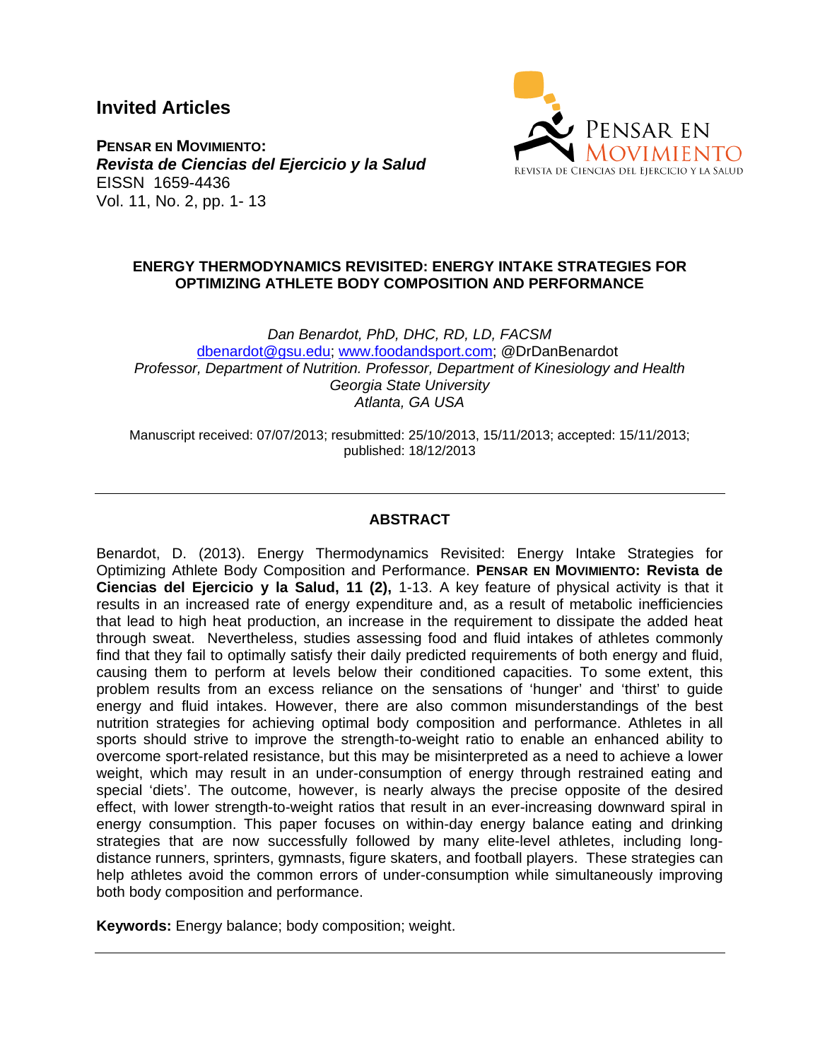# Invited Articles

**PENSAR EN MOVIMIENTO:**
***Revista de Ciencias del Ejercicio y la Salud***
EISSN 1659-4436
Vol. 11, No. 2, pp. 1- 13

## ENERGY THERMODYNAMICS REVISITED: ENERGY INTAKE STRATEGIES FOR OPTIMIZING ATHLETE BODY COMPOSITION AND PERFORMANCE

*Dan Benardot, PhD, DHC, RD, LD, FACSM*
dbenardot@gsu.edu; www.foodandsport.com; @DrDanBenardot
*Professor, Department of Nutrition. Professor, Department of Kinesiology and Health*
*Georgia State University*
*Atlanta, GA USA*

Manuscript received: 07/07/2013; resubmitted: 25/10/2013, 15/11/2013; accepted: 15/11/2013; published: 18/12/2013

---

### ABSTRACT

Benardot, D. (2013). Energy Thermodynamics Revisited: Energy Intake Strategies for Optimizing Athlete Body Composition and Performance. **PENSAR EN MOVIMIENTO: Revista de Ciencias del Ejercicio y la Salud, 11 (2),** 1-13. A key feature of physical activity is that it results in an increased rate of energy expenditure and, as a result of metabolic inefficiencies that lead to high heat production, an increase in the requirement to dissipate the added heat through sweat. Nevertheless, studies assessing food and fluid intakes of athletes commonly find that they fail to optimally satisfy their daily predicted requirements of both energy and fluid, causing them to perform at levels below their conditioned capacities. To some extent, this problem results from an excess reliance on the sensations of 'hunger' and 'thirst' to guide energy and fluid intakes. However, there are also common misunderstandings of the best nutrition strategies for achieving optimal body composition and performance. Athletes in all sports should strive to improve the strength-to-weight ratio to enable an enhanced ability to overcome sport-related resistance, but this may be misinterpreted as a need to achieve a lower weight, which may result in an under-consumption of energy through restrained eating and special 'diets'. The outcome, however, is nearly always the precise opposite of the desired effect, with lower strength-to-weight ratios that result in an ever-increasing downward spiral in energy consumption. This paper focuses on within-day energy balance eating and drinking strategies that are now successfully followed by many elite-level athletes, including long-distance runners, sprinters, gymnasts, figure skaters, and football players. These strategies can help athletes avoid the common errors of under-consumption while simultaneously improving both body composition and performance.

**Keywords:** Energy balance; body composition; weight.

---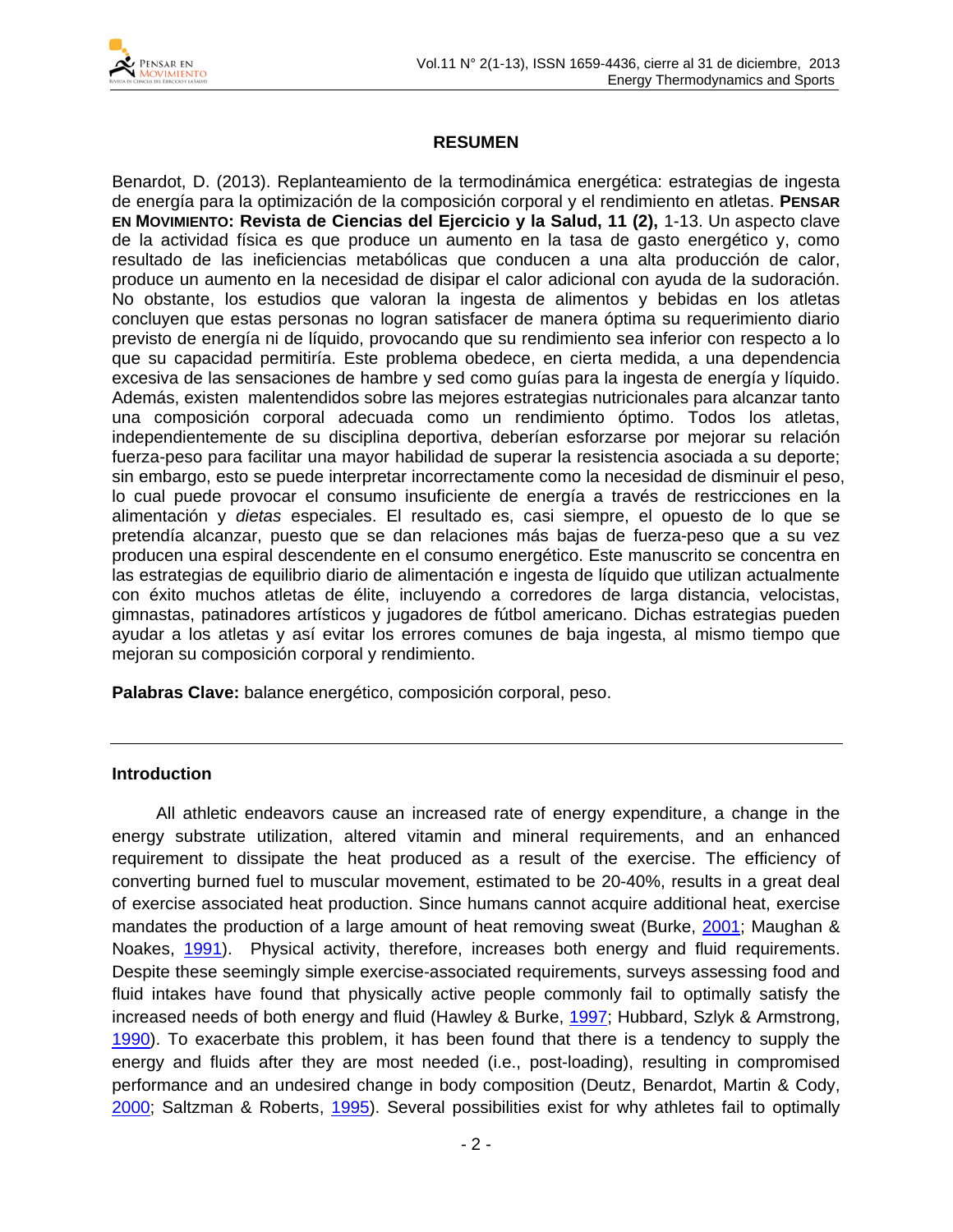**RESUMEN**

Benardot, D. (2013). Replanteamiento de la termodinámica energética: estrategias de ingesta de energía para la optimización de la composición corporal y el rendimiento en atletas. **PENSAR EN MOVIMIENTO: Revista de Ciencias del Ejercicio y la Salud, 11 (2),** 1-13. Un aspecto clave de la actividad física es que produce un aumento en la tasa de gasto energético y, como resultado de las ineficiencias metabólicas que conducen a una alta producción de calor, produce un aumento en la necesidad de disipar el calor adicional con ayuda de la sudoración. No obstante, los estudios que valoran la ingesta de alimentos y bebidas en los atletas concluyen que estas personas no logran satisfacer de manera óptima su requerimiento diario previsto de energía ni de líquido, provocando que su rendimiento sea inferior con respecto a lo que su capacidad permitiría. Este problema obedece, en cierta medida, a una dependencia excesiva de las sensaciones de hambre y sed como guías para la ingesta de energía y líquido. Además, existen malentendidos sobre las mejores estrategias nutricionales para alcanzar tanto una composición corporal adecuada como un rendimiento óptimo. Todos los atletas, independientemente de su disciplina deportiva, deberían esforzarse por mejorar su relación fuerza-peso para facilitar una mayor habilidad de superar la resistencia asociada a su deporte; sin embargo, esto se puede interpretar incorrectamente como la necesidad de disminuir el peso, lo cual puede provocar el consumo insuficiente de energía a través de restricciones en la alimentación y *dietas* especiales. El resultado es, casi siempre, el opuesto de lo que se pretendía alcanzar, puesto que se dan relaciones más bajas de fuerza-peso que a su vez producen una espiral descendente en el consumo energético. Este manuscrito se concentra en las estrategias de equilibrio diario de alimentación e ingesta de líquido que utilizan actualmente con éxito muchos atletas de élite, incluyendo a corredores de larga distancia, velocistas, gimnastas, patinadores artísticos y jugadores de fútbol americano. Dichas estrategias pueden ayudar a los atletas y así evitar los errores comunes de baja ingesta, al mismo tiempo que mejoran su composición corporal y rendimiento.

**Palabras Clave:** balance energético, composición corporal, peso.

---

## Introduction

All athletic endeavors cause an increased rate of energy expenditure, a change in the energy substrate utilization, altered vitamin and mineral requirements, and an enhanced requirement to dissipate the heat produced as a result of the exercise. The efficiency of converting burned fuel to muscular movement, estimated to be 20-40%, results in a great deal of exercise associated heat production. Since humans cannot acquire additional heat, exercise mandates the production of a large amount of heat removing sweat (Burke, 2001; Maughan & Noakes, 1991). Physical activity, therefore, increases both energy and fluid requirements. Despite these seemingly simple exercise-associated requirements, surveys assessing food and fluid intakes have found that physically active people commonly fail to optimally satisfy the increased needs of both energy and fluid (Hawley & Burke, 1997; Hubbard, Szlyk & Armstrong, 1990). To exacerbate this problem, it has been found that there is a tendency to supply the energy and fluids after they are most needed (i.e., post-loading), resulting in compromised performance and an undesired change in body composition (Deutz, Benardot, Martin & Cody, 2000; Saltzman & Roberts, 1995). Several possibilities exist for why athletes fail to optimally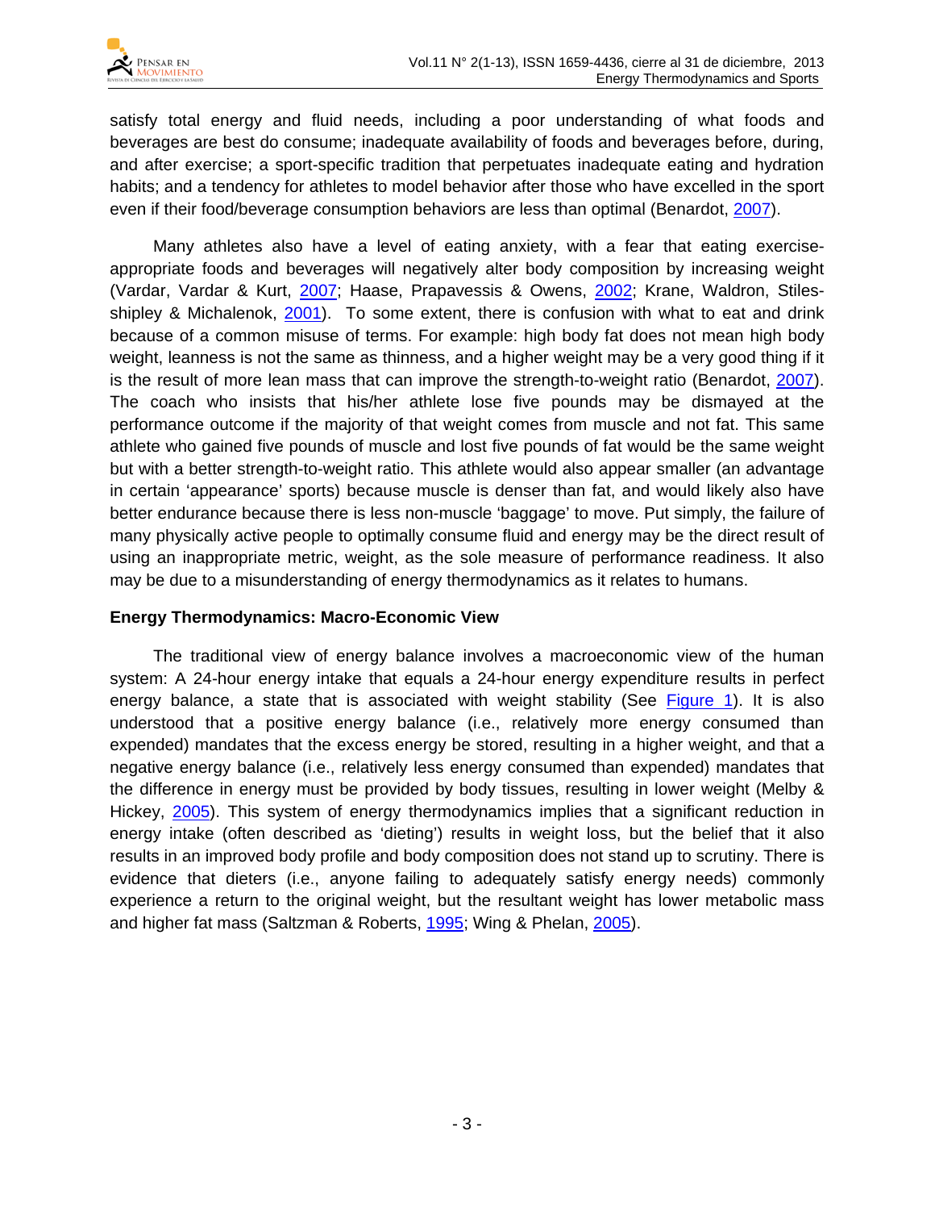satisfy total energy and fluid needs, including a poor understanding of what foods and beverages are best do consume; inadequate availability of foods and beverages before, during, and after exercise; a sport-specific tradition that perpetuates inadequate eating and hydration habits; and a tendency for athletes to model behavior after those who have excelled in the sport even if their food/beverage consumption behaviors are less than optimal (Benardot, 2007).

Many athletes also have a level of eating anxiety, with a fear that eating exercise-appropriate foods and beverages will negatively alter body composition by increasing weight (Vardar, Vardar & Kurt, 2007; Haase, Prapavessis & Owens, 2002; Krane, Waldron, Stiles-shipley & Michalenok, 2001). To some extent, there is confusion with what to eat and drink because of a common misuse of terms. For example: high body fat does not mean high body weight, leanness is not the same as thinness, and a higher weight may be a very good thing if it is the result of more lean mass that can improve the strength-to-weight ratio (Benardot, 2007). The coach who insists that his/her athlete lose five pounds may be dismayed at the performance outcome if the majority of that weight comes from muscle and not fat. This same athlete who gained five pounds of muscle and lost five pounds of fat would be the same weight but with a better strength-to-weight ratio. This athlete would also appear smaller (an advantage in certain 'appearance' sports) because muscle is denser than fat, and would likely also have better endurance because there is less non-muscle 'baggage' to move. Put simply, the failure of many physically active people to optimally consume fluid and energy may be the direct result of using an inappropriate metric, weight, as the sole measure of performance readiness. It also may be due to a misunderstanding of energy thermodynamics as it relates to humans.

## Energy Thermodynamics: Macro-Economic View

The traditional view of energy balance involves a macroeconomic view of the human system: A 24-hour energy intake that equals a 24-hour energy expenditure results in perfect energy balance, a state that is associated with weight stability (See Figure 1). It is also understood that a positive energy balance (i.e., relatively more energy consumed than expended) mandates that the excess energy be stored, resulting in a higher weight, and that a negative energy balance (i.e., relatively less energy consumed than expended) mandates that the difference in energy must be provided by body tissues, resulting in lower weight (Melby & Hickey, 2005). This system of energy thermodynamics implies that a significant reduction in energy intake (often described as 'dieting') results in weight loss, but the belief that it also results in an improved body profile and body composition does not stand up to scrutiny. There is evidence that dieters (i.e., anyone failing to adequately satisfy energy needs) commonly experience a return to the original weight, but the resultant weight has lower metabolic mass and higher fat mass (Saltzman & Roberts, 1995; Wing & Phelan, 2005).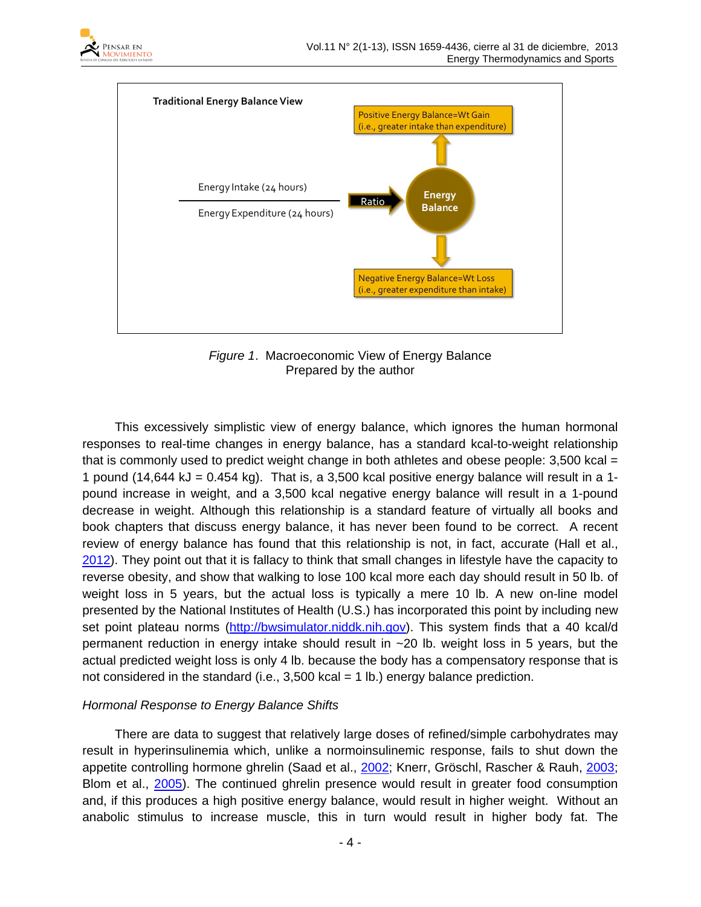Traditional Energy Balance View

Energy Intake (24 hours)
Energy Expenditure (24 hours)

Ratio → Energy Balance

Positive Energy Balance=Wt Gain (i.e., greater intake than expenditure)

Negative Energy Balance=Wt Loss (i.e., greater expenditure than intake)

*Figure 1*. Macroeconomic View of Energy Balance
Prepared by the author

This excessively simplistic view of energy balance, which ignores the human hormonal responses to real-time changes in energy balance, has a standard kcal-to-weight relationship that is commonly used to predict weight change in both athletes and obese people: 3,500 kcal = 1 pound (14,644 kJ = 0.454 kg). That is, a 3,500 kcal positive energy balance will result in a 1-pound increase in weight, and a 3,500 kcal negative energy balance will result in a 1-pound decrease in weight. Although this relationship is a standard feature of virtually all books and book chapters that discuss energy balance, it has never been found to be correct. A recent review of energy balance has found that this relationship is not, in fact, accurate (Hall et al., 2012). They point out that it is fallacy to think that small changes in lifestyle have the capacity to reverse obesity, and show that walking to lose 100 kcal more each day should result in 50 lb. of weight loss in 5 years, but the actual loss is typically a mere 10 lb. A new on-line model presented by the National Institutes of Health (U.S.) has incorporated this point by including new set point plateau norms (http://bwsimulator.niddk.nih.gov). This system finds that a 40 kcal/d permanent reduction in energy intake should result in ~20 lb. weight loss in 5 years, but the actual predicted weight loss is only 4 lb. because the body has a compensatory response that is not considered in the standard (i.e., 3,500 kcal = 1 lb.) energy balance prediction.

*Hormonal Response to Energy Balance Shifts*

There are data to suggest that relatively large doses of refined/simple carbohydrates may result in hyperinsulinemia which, unlike a normoinsulinemic response, fails to shut down the appetite controlling hormone ghrelin (Saad et al., 2002; Knerr, Gröschl, Rascher & Rauh, 2003; Blom et al., 2005). The continued ghrelin presence would result in greater food consumption and, if this produces a high positive energy balance, would result in higher weight. Without an anabolic stimulus to increase muscle, this in turn would result in higher body fat. The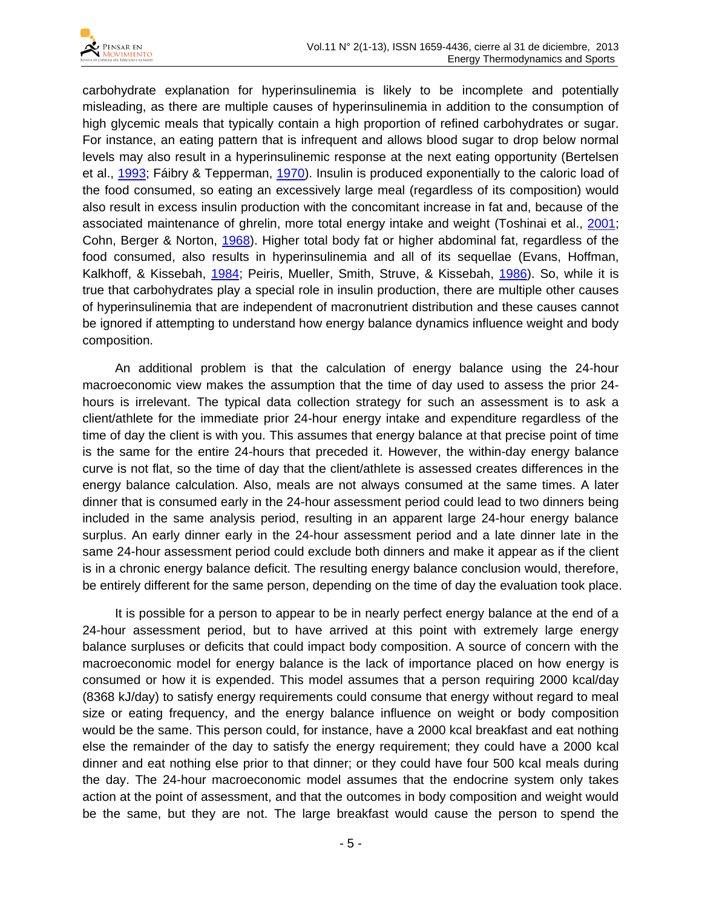carbohydrate explanation for hyperinsulinemia is likely to be incomplete and potentially misleading, as there are multiple causes of hyperinsulinemia in addition to the consumption of high glycemic meals that typically contain a high proportion of refined carbohydrates or sugar. For instance, an eating pattern that is infrequent and allows blood sugar to drop below normal levels may also result in a hyperinsulinemic response at the next eating opportunity (Bertelsen et al., 1993; Fáibry & Tepperman, 1970). Insulin is produced exponentially to the caloric load of the food consumed, so eating an excessively large meal (regardless of its composition) would also result in excess insulin production with the concomitant increase in fat and, because of the associated maintenance of ghrelin, more total energy intake and weight (Toshinai et al., 2001; Cohn, Berger & Norton, 1968). Higher total body fat or higher abdominal fat, regardless of the food consumed, also results in hyperinsulinemia and all of its sequellae (Evans, Hoffman, Kalkhoff, & Kissebah, 1984; Peiris, Mueller, Smith, Struve, & Kissebah, 1986). So, while it is true that carbohydrates play a special role in insulin production, there are multiple other causes of hyperinsulinemia that are independent of macronutrient distribution and these causes cannot be ignored if attempting to understand how energy balance dynamics influence weight and body composition.

An additional problem is that the calculation of energy balance using the 24-hour macroeconomic view makes the assumption that the time of day used to assess the prior 24-hours is irrelevant. The typical data collection strategy for such an assessment is to ask a client/athlete for the immediate prior 24-hour energy intake and expenditure regardless of the time of day the client is with you. This assumes that energy balance at that precise point of time is the same for the entire 24-hours that preceded it. However, the within-day energy balance curve is not flat, so the time of day that the client/athlete is assessed creates differences in the energy balance calculation. Also, meals are not always consumed at the same times. A later dinner that is consumed early in the 24-hour assessment period could lead to two dinners being included in the same analysis period, resulting in an apparent large 24-hour energy balance surplus. An early dinner early in the 24-hour assessment period and a late dinner late in the same 24-hour assessment period could exclude both dinners and make it appear as if the client is in a chronic energy balance deficit. The resulting energy balance conclusion would, therefore, be entirely different for the same person, depending on the time of day the evaluation took place.

It is possible for a person to appear to be in nearly perfect energy balance at the end of a 24-hour assessment period, but to have arrived at this point with extremely large energy balance surpluses or deficits that could impact body composition. A source of concern with the macroeconomic model for energy balance is the lack of importance placed on how energy is consumed or how it is expended. This model assumes that a person requiring 2000 kcal/day (8368 kJ/day) to satisfy energy requirements could consume that energy without regard to meal size or eating frequency, and the energy balance influence on weight or body composition would be the same. This person could, for instance, have a 2000 kcal breakfast and eat nothing else the remainder of the day to satisfy the energy requirement; they could have a 2000 kcal dinner and eat nothing else prior to that dinner; or they could have four 500 kcal meals during the day. The 24-hour macroeconomic model assumes that the endocrine system only takes action at the point of assessment, and that the outcomes in body composition and weight would be the same, but they are not. The large breakfast would cause the person to spend the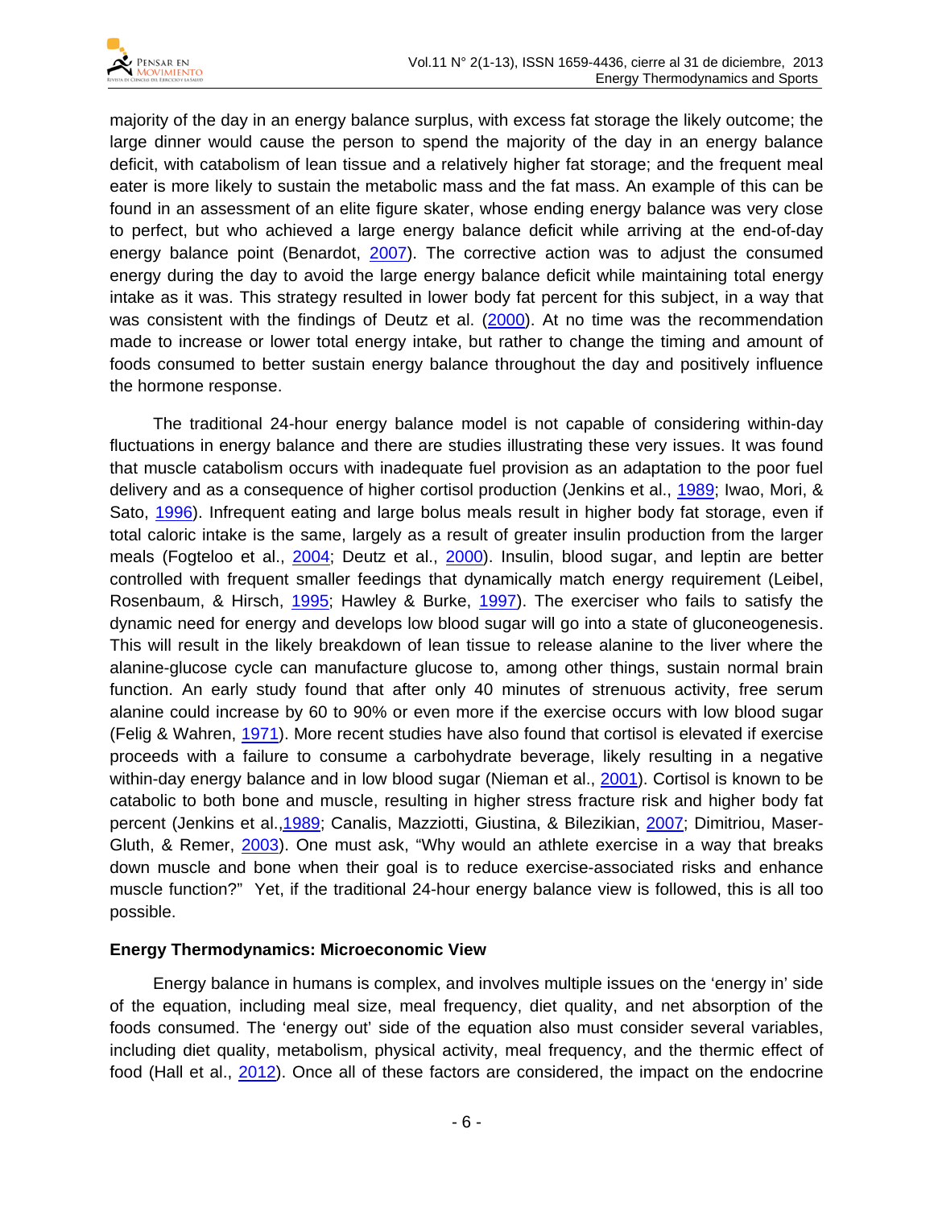majority of the day in an energy balance surplus, with excess fat storage the likely outcome; the large dinner would cause the person to spend the majority of the day in an energy balance deficit, with catabolism of lean tissue and a relatively higher fat storage; and the frequent meal eater is more likely to sustain the metabolic mass and the fat mass. An example of this can be found in an assessment of an elite figure skater, whose ending energy balance was very close to perfect, but who achieved a large energy balance deficit while arriving at the end-of-day energy balance point (Benardot, 2007). The corrective action was to adjust the consumed energy during the day to avoid the large energy balance deficit while maintaining total energy intake as it was. This strategy resulted in lower body fat percent for this subject, in a way that was consistent with the findings of Deutz et al. (2000). At no time was the recommendation made to increase or lower total energy intake, but rather to change the timing and amount of foods consumed to better sustain energy balance throughout the day and positively influence the hormone response.

The traditional 24-hour energy balance model is not capable of considering within-day fluctuations in energy balance and there are studies illustrating these very issues. It was found that muscle catabolism occurs with inadequate fuel provision as an adaptation to the poor fuel delivery and as a consequence of higher cortisol production (Jenkins et al., 1989; Iwao, Mori, & Sato, 1996). Infrequent eating and large bolus meals result in higher body fat storage, even if total caloric intake is the same, largely as a result of greater insulin production from the larger meals (Fogteloo et al., 2004; Deutz et al., 2000). Insulin, blood sugar, and leptin are better controlled with frequent smaller feedings that dynamically match energy requirement (Leibel, Rosenbaum, & Hirsch, 1995; Hawley & Burke, 1997). The exerciser who fails to satisfy the dynamic need for energy and develops low blood sugar will go into a state of gluconeogenesis. This will result in the likely breakdown of lean tissue to release alanine to the liver where the alanine-glucose cycle can manufacture glucose to, among other things, sustain normal brain function. An early study found that after only 40 minutes of strenuous activity, free serum alanine could increase by 60 to 90% or even more if the exercise occurs with low blood sugar (Felig & Wahren, 1971). More recent studies have also found that cortisol is elevated if exercise proceeds with a failure to consume a carbohydrate beverage, likely resulting in a negative within-day energy balance and in low blood sugar (Nieman et al., 2001). Cortisol is known to be catabolic to both bone and muscle, resulting in higher stress fracture risk and higher body fat percent (Jenkins et al.,1989; Canalis, Mazziotti, Giustina, & Bilezikian, 2007; Dimitriou, Maser-Gluth, & Remer, 2003). One must ask, "Why would an athlete exercise in a way that breaks down muscle and bone when their goal is to reduce exercise-associated risks and enhance muscle function?" Yet, if the traditional 24-hour energy balance view is followed, this is all too possible.

**Energy Thermodynamics: Microeconomic View**

Energy balance in humans is complex, and involves multiple issues on the 'energy in' side of the equation, including meal size, meal frequency, diet quality, and net absorption of the foods consumed. The 'energy out' side of the equation also must consider several variables, including diet quality, metabolism, physical activity, meal frequency, and the thermic effect of food (Hall et al., 2012). Once all of these factors are considered, the impact on the endocrine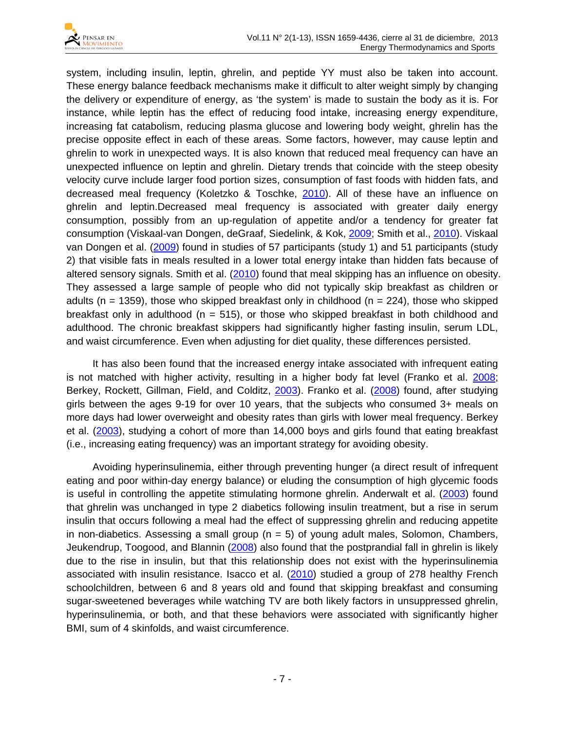system, including insulin, leptin, ghrelin, and peptide YY must also be taken into account. These energy balance feedback mechanisms make it difficult to alter weight simply by changing the delivery or expenditure of energy, as 'the system' is made to sustain the body as it is. For instance, while leptin has the effect of reducing food intake, increasing energy expenditure, increasing fat catabolism, reducing plasma glucose and lowering body weight, ghrelin has the precise opposite effect in each of these areas. Some factors, however, may cause leptin and ghrelin to work in unexpected ways. It is also known that reduced meal frequency can have an unexpected influence on leptin and ghrelin. Dietary trends that coincide with the steep obesity velocity curve include larger food portion sizes, consumption of fast foods with hidden fats, and decreased meal frequency (Koletzko & Toschke, 2010). All of these have an influence on ghrelin and leptin.Decreased meal frequency is associated with greater daily energy consumption, possibly from an up-regulation of appetite and/or a tendency for greater fat consumption (Viskaal-van Dongen, deGraaf, Siedelink, & Kok, 2009; Smith et al., 2010). Viskaal van Dongen et al. (2009) found in studies of 57 participants (study 1) and 51 participants (study 2) that visible fats in meals resulted in a lower total energy intake than hidden fats because of altered sensory signals. Smith et al. (2010) found that meal skipping has an influence on obesity. They assessed a large sample of people who did not typically skip breakfast as children or adults (n = 1359), those who skipped breakfast only in childhood (n = 224), those who skipped breakfast only in adulthood (n = 515), or those who skipped breakfast in both childhood and adulthood. The chronic breakfast skippers had significantly higher fasting insulin, serum LDL, and waist circumference. Even when adjusting for diet quality, these differences persisted.

It has also been found that the increased energy intake associated with infrequent eating is not matched with higher activity, resulting in a higher body fat level (Franko et al. 2008; Berkey, Rockett, Gillman, Field, and Colditz, 2003). Franko et al. (2008) found, after studying girls between the ages 9-19 for over 10 years, that the subjects who consumed 3+ meals on more days had lower overweight and obesity rates than girls with lower meal frequency. Berkey et al. (2003), studying a cohort of more than 14,000 boys and girls found that eating breakfast (i.e., increasing eating frequency) was an important strategy for avoiding obesity.

Avoiding hyperinsulinemia, either through preventing hunger (a direct result of infrequent eating and poor within-day energy balance) or eluding the consumption of high glycemic foods is useful in controlling the appetite stimulating hormone ghrelin. Anderwalt et al. (2003) found that ghrelin was unchanged in type 2 diabetics following insulin treatment, but a rise in serum insulin that occurs following a meal had the effect of suppressing ghrelin and reducing appetite in non-diabetics. Assessing a small group (n = 5) of young adult males, Solomon, Chambers, Jeukendrup, Toogood, and Blannin (2008) also found that the postprandial fall in ghrelin is likely due to the rise in insulin, but that this relationship does not exist with the hyperinsulinemia associated with insulin resistance. Isacco et al. (2010) studied a group of 278 healthy French schoolchildren, between 6 and 8 years old and found that skipping breakfast and consuming sugar-sweetened beverages while watching TV are both likely factors in unsuppressed ghrelin, hyperinsulinemia, or both, and that these behaviors were associated with significantly higher BMI, sum of 4 skinfolds, and waist circumference.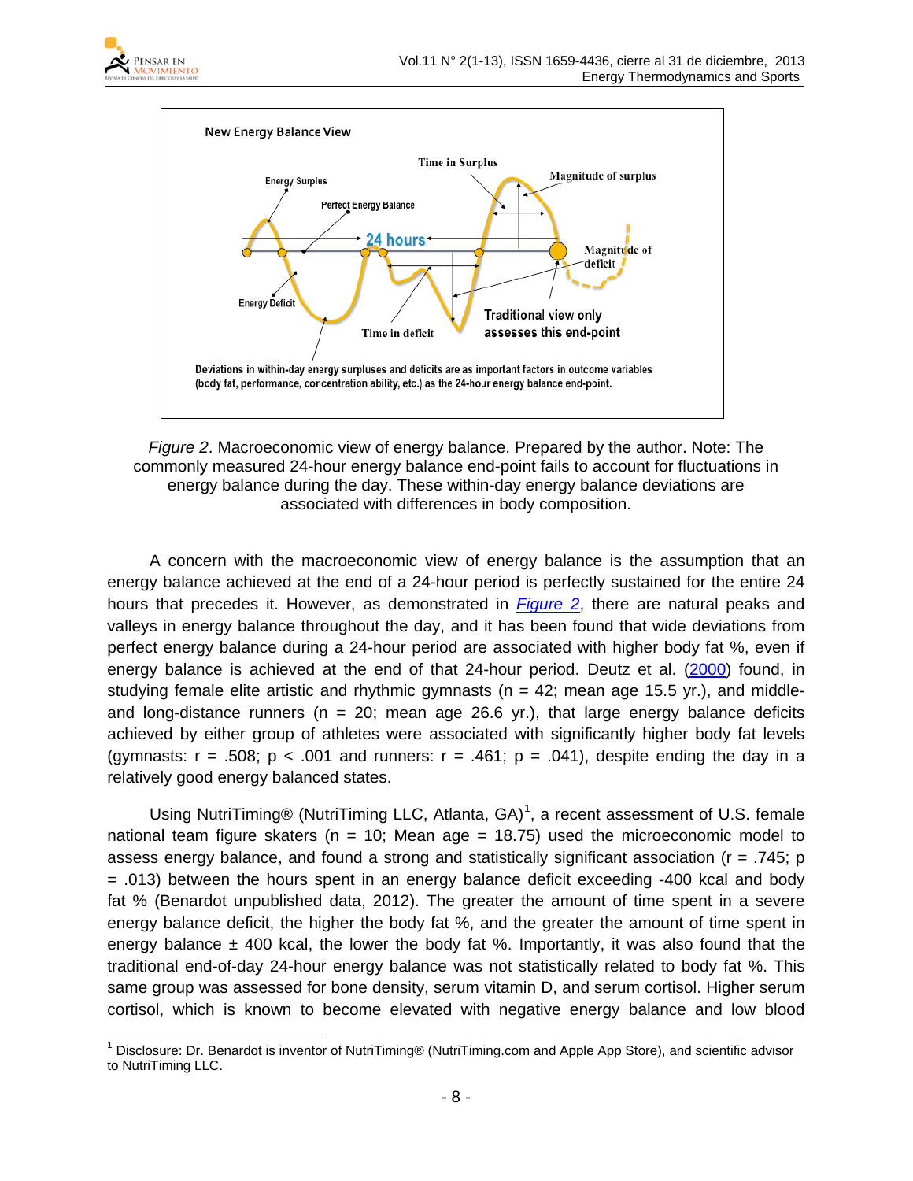*Figure 2*. Macroeconomic view of energy balance. Prepared by the author. Note: The commonly measured 24-hour energy balance end-point fails to account for fluctuations in energy balance during the day. These within-day energy balance deviations are associated with differences in body composition.

A concern with the macroeconomic view of energy balance is the assumption that an energy balance achieved at the end of a 24-hour period is perfectly sustained for the entire 24 hours that precedes it. However, as demonstrated in *Figure 2*, there are natural peaks and valleys in energy balance throughout the day, and it has been found that wide deviations from perfect energy balance during a 24-hour period are associated with higher body fat %, even if energy balance is achieved at the end of that 24-hour period. Deutz et al. (2000) found, in studying female elite artistic and rhythmic gymnasts (n = 42; mean age 15.5 yr.), and middle- and long-distance runners (n = 20; mean age 26.6 yr.), that large energy balance deficits achieved by either group of athletes were associated with significantly higher body fat levels (gymnasts: r = .508; p < .001 and runners: r = .461; p = .041), despite ending the day in a relatively good energy balanced states.

Using NutriTiming® (NutriTiming LLC, Atlanta, GA)[1], a recent assessment of U.S. female national team figure skaters (n = 10; Mean age = 18.75) used the microeconomic model to assess energy balance, and found a strong and statistically significant association (r = .745; p = .013) between the hours spent in an energy balance deficit exceeding -400 kcal and body fat % (Benardot unpublished data, 2012). The greater the amount of time spent in a severe energy balance deficit, the higher the body fat %, and the greater the amount of time spent in energy balance ± 400 kcal, the lower the body fat %. Importantly, it was also found that the traditional end-of-day 24-hour energy balance was not statistically related to body fat %. This same group was assessed for bone density, serum vitamin D, and serum cortisol. Higher serum cortisol, which is known to become elevated with negative energy balance and low blood

[1] Disclosure: Dr. Benardot is inventor of NutriTiming® (NutriTiming.com and Apple App Store), and scientific advisor to NutriTiming LLC.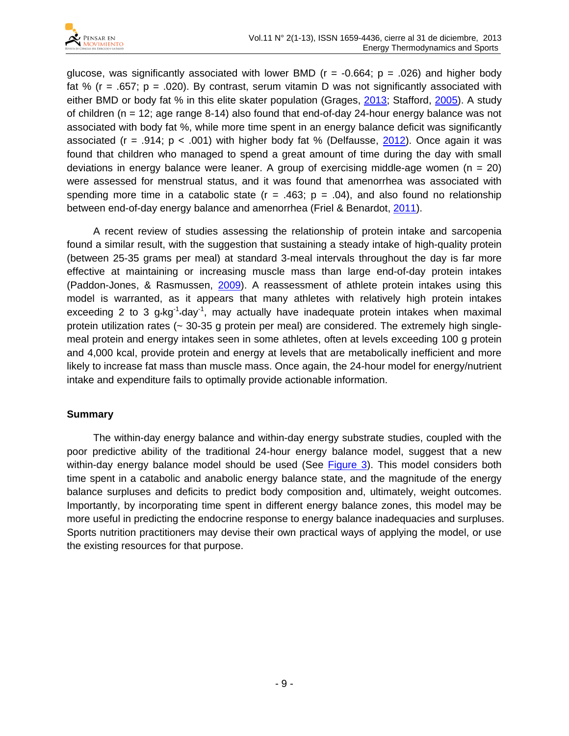glucose, was significantly associated with lower BMD ($r = -0.664$; $p = .026$) and higher body fat % ($r = .657$; $p = .020$). By contrast, serum vitamin D was not significantly associated with either BMD or body fat % in this elite skater population (Grages, 2013; Stafford, 2005). A study of children ($n = 12$; age range 8-14) also found that end-of-day 24-hour energy balance was not associated with body fat %, while more time spent in an energy balance deficit was significantly associated ($r = .914$; $p < .001$) with higher body fat % (Delfausse, 2012). Once again it was found that children who managed to spend a great amount of time during the day with small deviations in energy balance were leaner. A group of exercising middle-age women ($n = 20$) were assessed for menstrual status, and it was found that amenorrhea was associated with spending more time in a catabolic state ($r = .463$; $p = .04$), and also found no relationship between end-of-day energy balance and amenorrhea (Friel & Benardot, 2011).

A recent review of studies assessing the relationship of protein intake and sarcopenia found a similar result, with the suggestion that sustaining a steady intake of high-quality protein (between 25-35 grams per meal) at standard 3-meal intervals throughout the day is far more effective at maintaining or increasing muscle mass than large end-of-day protein intakes (Paddon-Jones, & Rasmussen, 2009). A reassessment of athlete protein intakes using this model is warranted, as it appears that many athletes with relatively high protein intakes exceeding 2 to 3 $g \cdot kg^{-1} \cdot day^{-1}$, may actually have inadequate protein intakes when maximal protein utilization rates (~ 30-35 g protein per meal) are considered. The extremely high single-meal protein and energy intakes seen in some athletes, often at levels exceeding 100 g protein and 4,000 kcal, provide protein and energy at levels that are metabolically inefficient and more likely to increase fat mass than muscle mass. Once again, the 24-hour model for energy/nutrient intake and expenditure fails to optimally provide actionable information.

## Summary

The within-day energy balance and within-day energy substrate studies, coupled with the poor predictive ability of the traditional 24-hour energy balance model, suggest that a new within-day energy balance model should be used (See Figure 3). This model considers both time spent in a catabolic and anabolic energy balance state, and the magnitude of the energy balance surpluses and deficits to predict body composition and, ultimately, weight outcomes. Importantly, by incorporating time spent in different energy balance zones, this model may be more useful in predicting the endocrine response to energy balance inadequacies and surpluses. Sports nutrition practitioners may devise their own practical ways of applying the model, or use the existing resources for that purpose.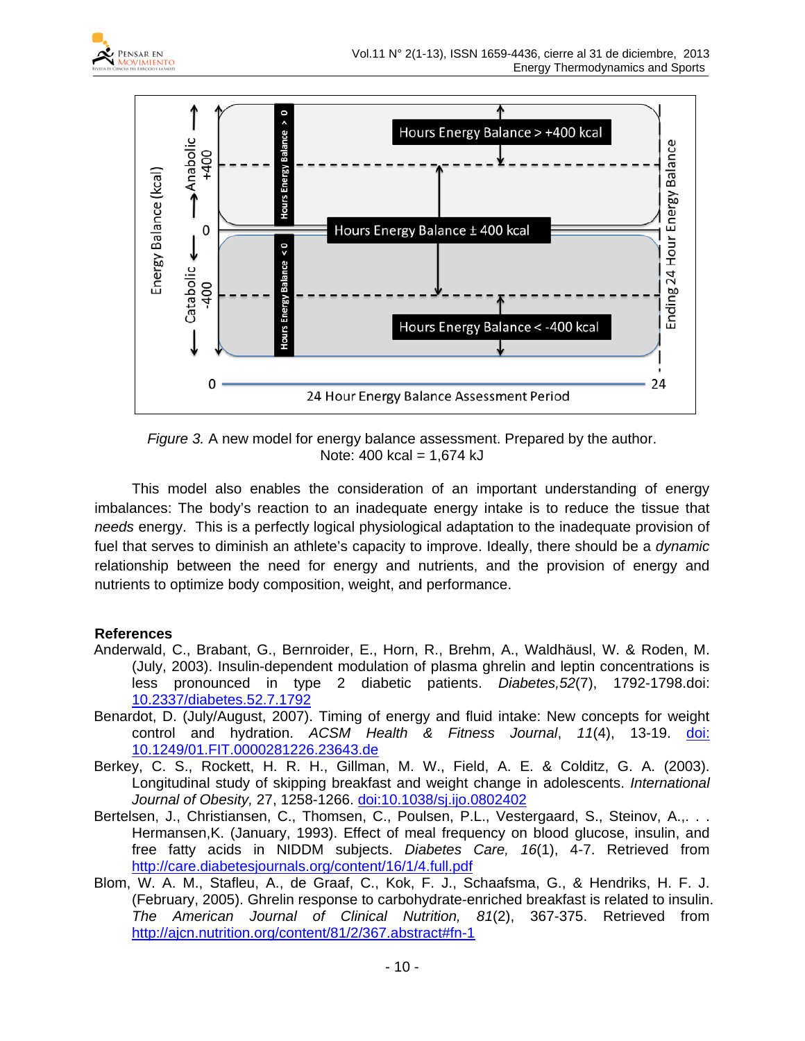*Figure 3.* A new model for energy balance assessment. Prepared by the author.
Note: 400 kcal = 1,674 kJ

This model also enables the consideration of an important understanding of energy imbalances: The body's reaction to an inadequate energy intake is to reduce the tissue that *needs* energy. This is a perfectly logical physiological adaptation to the inadequate provision of fuel that serves to diminish an athlete's capacity to improve. Ideally, there should be a *dynamic* relationship between the need for energy and nutrients, and the provision of energy and nutrients to optimize body composition, weight, and performance.

**References**

Anderwald, C., Brabant, G., Bernroider, E., Horn, R., Brehm, A., Waldhäusl, W. & Roden, M. (July, 2003). Insulin-dependent modulation of plasma ghrelin and leptin concentrations is less pronounced in type 2 diabetic patients. *Diabetes,52*(7), 1792-1798.doi: 10.2337/diabetes.52.7.1792

Benardot, D. (July/August, 2007). Timing of energy and fluid intake: New concepts for weight control and hydration. *ACSM Health & Fitness Journal*, *11*(4), 13-19. doi: 10.1249/01.FIT.0000281226.23643.de

Berkey, C. S., Rockett, H. R. H., Gillman, M. W., Field, A. E. & Colditz, G. A. (2003). Longitudinal study of skipping breakfast and weight change in adolescents. *International Journal of Obesity,* 27, 1258-1266. doi:10.1038/sj.ijo.0802402

Bertelsen, J., Christiansen, C., Thomsen, C., Poulsen, P.L., Vestergaard, S., Steinov, A.,. . . Hermansen,K. (January, 1993). Effect of meal frequency on blood glucose, insulin, and free fatty acids in NIDDM subjects. *Diabetes Care, 16*(1), 4-7. Retrieved from http://care.diabetesjournals.org/content/16/1/4.full.pdf

Blom, W. A. M., Stafleu, A., de Graaf, C., Kok, F. J., Schaafsma, G., & Hendriks, H. F. J. (February, 2005). Ghrelin response to carbohydrate-enriched breakfast is related to insulin. *The American Journal of Clinical Nutrition, 81*(2), 367-375. Retrieved from http://ajcn.nutrition.org/content/81/2/367.abstract#fn-1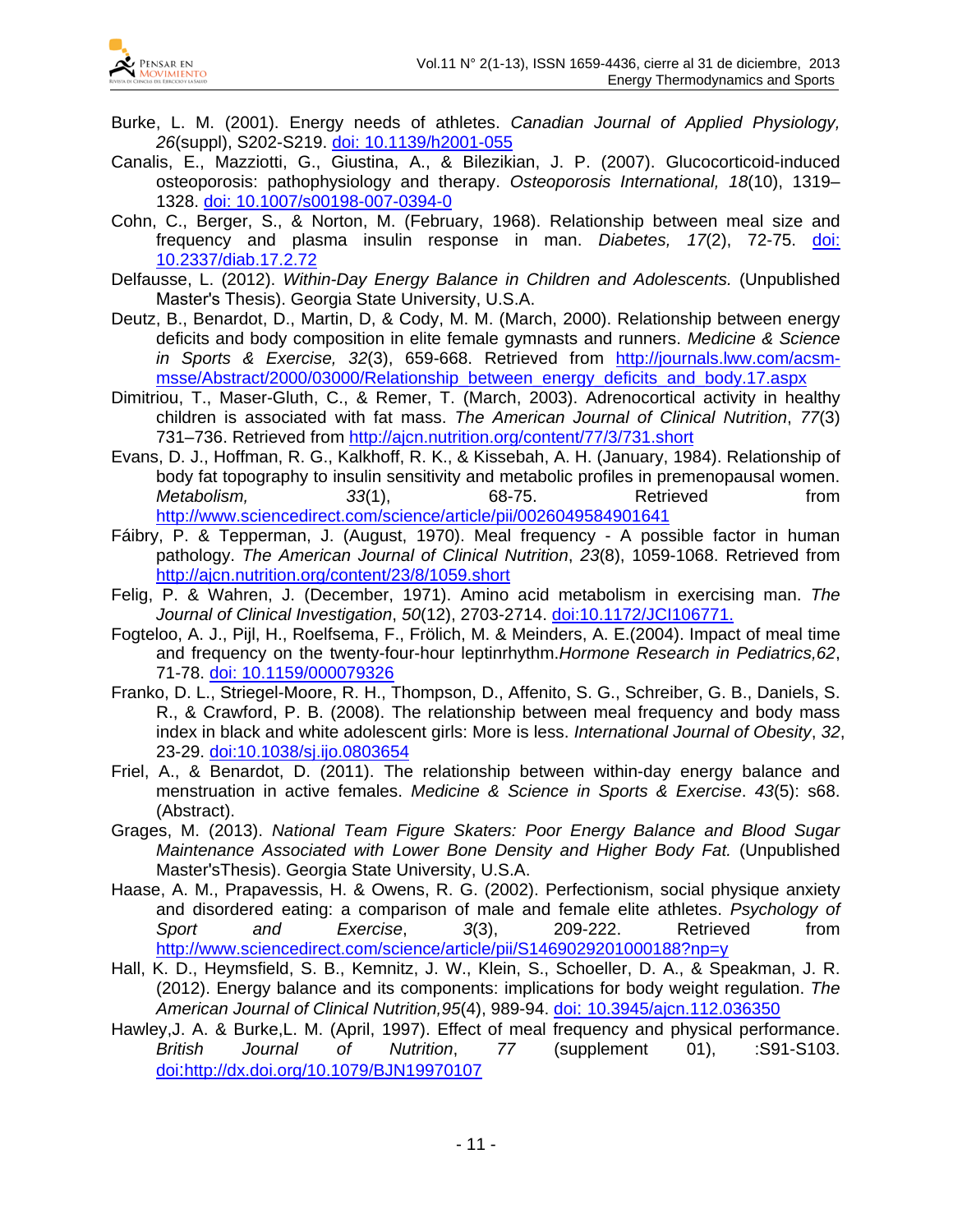Burke, L. M. (2001). Energy needs of athletes. *Canadian Journal of Applied Physiology, 26*(suppl), S202-S219. doi: 10.1139/h2001-055

Canalis, E., Mazziotti, G., Giustina, A., & Bilezikian, J. P. (2007). Glucocorticoid-induced osteoporosis: pathophysiology and therapy. *Osteoporosis International, 18*(10), 1319–1328. doi: 10.1007/s00198-007-0394-0

Cohn, C., Berger, S., & Norton, M. (February, 1968). Relationship between meal size and frequency and plasma insulin response in man. *Diabetes, 17*(2), 72-75. doi: 10.2337/diab.17.2.72

Delfausse, L. (2012). *Within-Day Energy Balance in Children and Adolescents.* (Unpublished Master's Thesis). Georgia State University, U.S.A.

Deutz, B., Benardot, D., Martin, D, & Cody, M. M. (March, 2000). Relationship between energy deficits and body composition in elite female gymnasts and runners. *Medicine & Science in Sports & Exercise, 32*(3), 659-668. Retrieved from http://journals.lww.com/acsm-msse/Abstract/2000/03000/Relationship_between_energy_deficits_and_body.17.aspx

Dimitriou, T., Maser-Gluth, C., & Remer, T. (March, 2003). Adrenocortical activity in healthy children is associated with fat mass. *The American Journal of Clinical Nutrition*, *77*(3) 731–736. Retrieved from http://ajcn.nutrition.org/content/77/3/731.short

Evans, D. J., Hoffman, R. G., Kalkhoff, R. K., & Kissebah, A. H. (January, 1984). Relationship of body fat topography to insulin sensitivity and metabolic profiles in premenopausal women. *Metabolism, 33*(1), 68-75. Retrieved from http://www.sciencedirect.com/science/article/pii/0026049584901641

Fáibry, P. & Tepperman, J. (August, 1970). Meal frequency - A possible factor in human pathology. *The American Journal of Clinical Nutrition*, *23*(8), 1059-1068. Retrieved from http://ajcn.nutrition.org/content/23/8/1059.short

Felig, P. & Wahren, J. (December, 1971). Amino acid metabolism in exercising man. *The Journal of Clinical Investigation*, *50*(12), 2703-2714. doi:10.1172/JCI106771.

Fogteloo, A. J., Pijl, H., Roelfsema, F., Frölich, M. & Meinders, A. E.(2004). Impact of meal time and frequency on the twenty-four-hour leptinrhythm.*Hormone Research in Pediatrics,62*, 71-78. doi: 10.1159/000079326

Franko, D. L., Striegel-Moore, R. H., Thompson, D., Affenito, S. G., Schreiber, G. B., Daniels, S. R., & Crawford, P. B. (2008). The relationship between meal frequency and body mass index in black and white adolescent girls: More is less. *International Journal of Obesity*, *32*, 23-29. doi:10.1038/sj.ijo.0803654

Friel, A., & Benardot, D. (2011). The relationship between within-day energy balance and menstruation in active females. *Medicine & Science in Sports & Exercise*. *43*(5): s68. (Abstract).

Grages, M. (2013). *National Team Figure Skaters: Poor Energy Balance and Blood Sugar Maintenance Associated with Lower Bone Density and Higher Body Fat.* (Unpublished Master'sThesis). Georgia State University, U.S.A.

Haase, A. M., Prapavessis, H. & Owens, R. G. (2002). Perfectionism, social physique anxiety and disordered eating: a comparison of male and female elite athletes. *Psychology of Sport and Exercise*, *3*(3), 209-222. Retrieved from http://www.sciencedirect.com/science/article/pii/S1469029201000188?np=y

Hall, K. D., Heymsfield, S. B., Kemnitz, J. W., Klein, S., Schoeller, D. A., & Speakman, J. R. (2012). Energy balance and its components: implications for body weight regulation. *The American Journal of Clinical Nutrition,95*(4), 989-94. doi: 10.3945/ajcn.112.036350

Hawley,J. A. & Burke,L. M. (April, 1997). Effect of meal frequency and physical performance. *British Journal of Nutrition*, *77* (supplement 01), :S91-S103. doi:http://dx.doi.org/10.1079/BJN19970107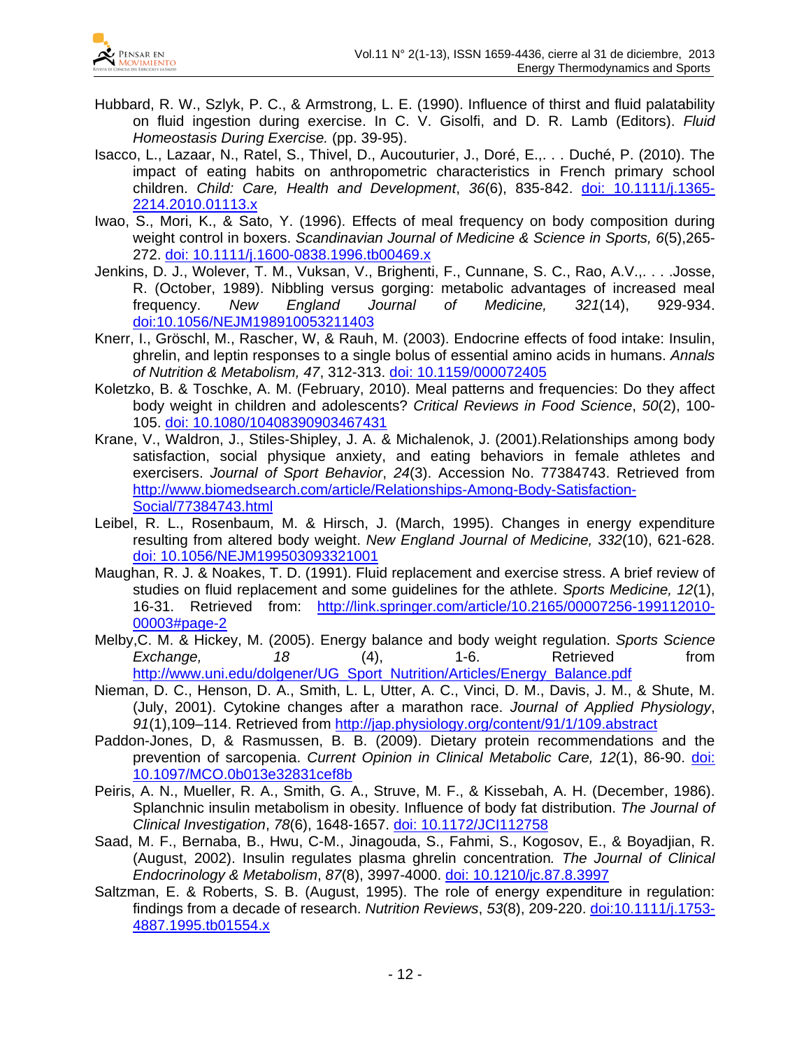Hubbard, R. W., Szlyk, P. C., & Armstrong, L. E. (1990). Influence of thirst and fluid palatability on fluid ingestion during exercise. In C. V. Gisolfi, and D. R. Lamb (Editors). *Fluid Homeostasis During Exercise.* (pp. 39-95).

Isacco, L., Lazaar, N., Ratel, S., Thivel, D., Aucouturier, J., Doré, E.,. . . Duché, P. (2010). The impact of eating habits on anthropometric characteristics in French primary school children. *Child: Care, Health and Development*, *36*(6), 835-842. doi: 10.1111/j.1365-2214.2010.01113.x

Iwao, S., Mori, K., & Sato, Y. (1996). Effects of meal frequency on body composition during weight control in boxers. *Scandinavian Journal of Medicine & Science in Sports, 6*(5),265-272. doi: 10.1111/j.1600-0838.1996.tb00469.x

Jenkins, D. J., Wolever, T. M., Vuksan, V., Brighenti, F., Cunnane, S. C., Rao, A.V.,. . . .Josse, R. (October, 1989). Nibbling versus gorging: metabolic advantages of increased meal frequency. *New England Journal of Medicine, 321*(14), 929-934. doi:10.1056/NEJM198910053211403

Knerr, I., Gröschl, M., Rascher, W, & Rauh, M. (2003). Endocrine effects of food intake: Insulin, ghrelin, and leptin responses to a single bolus of essential amino acids in humans. *Annals of Nutrition & Metabolism, 47*, 312-313. doi: 10.1159/000072405

Koletzko, B. & Toschke, A. M. (February, 2010). Meal patterns and frequencies: Do they affect body weight in children and adolescents? *Critical Reviews in Food Science*, *50*(2), 100-105. doi: 10.1080/10408390903467431

Krane, V., Waldron, J., Stiles-Shipley, J. A. & Michalenok, J. (2001).Relationships among body satisfaction, social physique anxiety, and eating behaviors in female athletes and exercisers. *Journal of Sport Behavior*, *24*(3). Accession No. 77384743. Retrieved from http://www.biomedsearch.com/article/Relationships-Among-Body-Satisfaction-Social/77384743.html

Leibel, R. L., Rosenbaum, M. & Hirsch, J. (March, 1995). Changes in energy expenditure resulting from altered body weight. *New England Journal of Medicine, 332*(10), 621-628. doi: 10.1056/NEJM199503093321001

Maughan, R. J. & Noakes, T. D. (1991). Fluid replacement and exercise stress. A brief review of studies on fluid replacement and some guidelines for the athlete. *Sports Medicine, 12*(1), 16-31. Retrieved from: http://link.springer.com/article/10.2165/00007256-199112010-00003#page-2

Melby,C. M. & Hickey, M. (2005). Energy balance and body weight regulation. *Sports Science Exchange, 18* (4), 1-6. Retrieved from http://www.uni.edu/dolgener/UG_Sport_Nutrition/Articles/Energy_Balance.pdf

Nieman, D. C., Henson, D. A., Smith, L. L, Utter, A. C., Vinci, D. M., Davis, J. M., & Shute, M. (July, 2001). Cytokine changes after a marathon race. *Journal of Applied Physiology*, *91*(1),109–114. Retrieved from http://jap.physiology.org/content/91/1/109.abstract

Paddon-Jones, D, & Rasmussen, B. B. (2009). Dietary protein recommendations and the prevention of sarcopenia. *Current Opinion in Clinical Metabolic Care, 12*(1), 86-90. doi: 10.1097/MCO.0b013e32831cef8b

Peiris, A. N., Mueller, R. A., Smith, G. A., Struve, M. F., & Kissebah, A. H. (December, 1986). Splanchnic insulin metabolism in obesity. Influence of body fat distribution. *The Journal of Clinical Investigation*, *78*(6), 1648-1657. doi: 10.1172/JCI112758

Saad, M. F., Bernaba, B., Hwu, C-M., Jinagouda, S., Fahmi, S., Kogosov, E., & Boyadjian, R. (August, 2002). Insulin regulates plasma ghrelin concentration*. The Journal of Clinical Endocrinology & Metabolism*, *87*(8), 3997-4000. doi: 10.1210/jc.87.8.3997

Saltzman, E. & Roberts, S. B. (August, 1995). The role of energy expenditure in regulation: findings from a decade of research. *Nutrition Reviews*, *53*(8), 209-220. doi:10.1111/j.1753-4887.1995.tb01554.x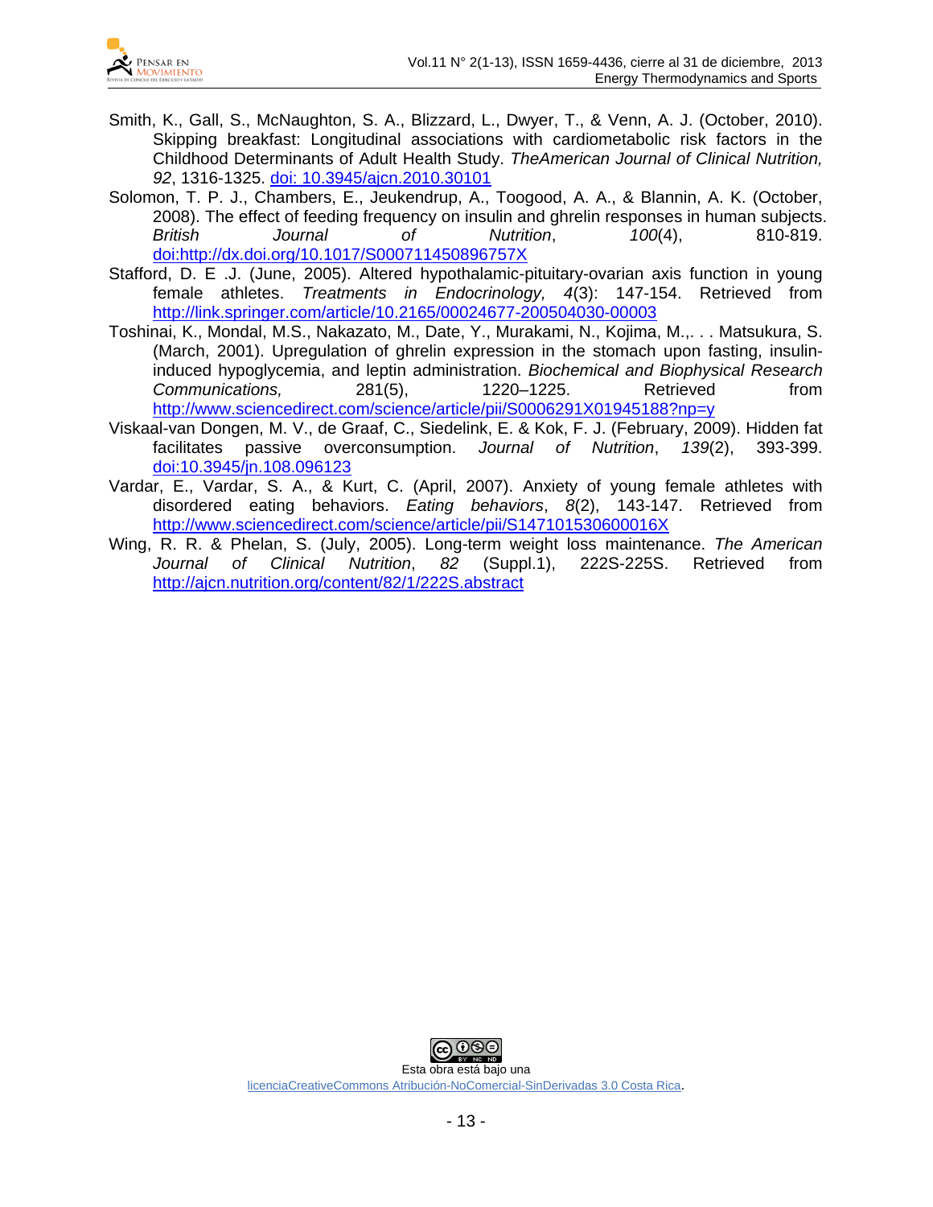Smith, K., Gall, S., McNaughton, S. A., Blizzard, L., Dwyer, T., & Venn, A. J. (October, 2010). Skipping breakfast: Longitudinal associations with cardiometabolic risk factors in the Childhood Determinants of Adult Health Study. *TheAmerican Journal of Clinical Nutrition, 92*, 1316-1325. [doi: 10.3945/ajcn.2010.30101](doi: 10.3945/ajcn.2010.30101)

Solomon, T. P. J., Chambers, E., Jeukendrup, A., Toogood, A. A., & Blannin, A. K. (October, 2008). The effect of feeding frequency on insulin and ghrelin responses in human subjects. *British Journal of Nutrition*, *100*(4), 810-819. [doi:http://dx.doi.org/10.1017/S000711450896757X](http://dx.doi.org/10.1017/S000711450896757X)

Stafford, D. E .J. (June, 2005). Altered hypothalamic-pituitary-ovarian axis function in young female athletes. *Treatments in Endocrinology, 4*(3): 147-154. Retrieved from [http://link.springer.com/article/10.2165/00024677-200504030-00003](http://link.springer.com/article/10.2165/00024677-200504030-00003)

Toshinai, K., Mondal, M.S., Nakazato, M., Date, Y., Murakami, N., Kojima, M.,. . . Matsukura, S. (March, 2001). Upregulation of ghrelin expression in the stomach upon fasting, insulin-induced hypoglycemia, and leptin administration. *Biochemical and Biophysical Research Communications,* 281(5), 1220–1225. Retrieved from [http://www.sciencedirect.com/science/article/pii/S0006291X01945188?np=y](http://www.sciencedirect.com/science/article/pii/S0006291X01945188?np=y)

Viskaal-van Dongen, M. V., de Graaf, C., Siedelink, E. & Kok, F. J. (February, 2009). Hidden fat facilitates passive overconsumption. *Journal of Nutrition*, *139*(2), 393-399. [doi:10.3945/jn.108.096123](doi:10.3945/jn.108.096123)

Vardar, E., Vardar, S. A., & Kurt, C. (April, 2007). Anxiety of young female athletes with disordered eating behaviors. *Eating behaviors*, *8*(2), 143-147. Retrieved from [http://www.sciencedirect.com/science/article/pii/S147101530600016X](http://www.sciencedirect.com/science/article/pii/S147101530600016X)

Wing, R. R. & Phelan, S. (July, 2005). Long-term weight loss maintenance. *The American Journal of Clinical Nutrition*, *82* (Suppl.1), 222S-225S. Retrieved from [http://ajcn.nutrition.org/content/82/1/222S.abstract](http://ajcn.nutrition.org/content/82/1/222S.abstract)

Esta obra está bajo una
licenciaCreativeCommons Atribución-NoComercial-SinDerivadas 3.0 Costa Rica.